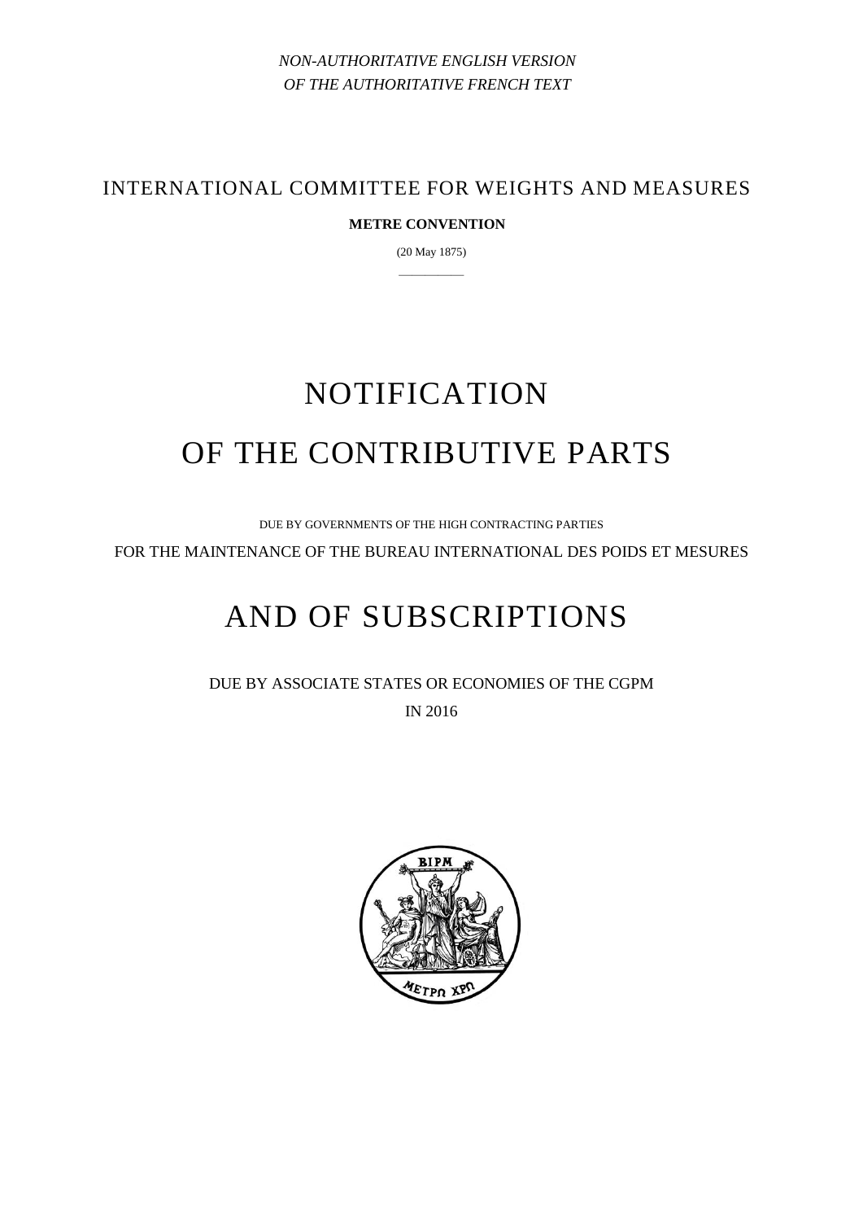*NON-AUTHORITATIVE ENGLISH VERSION*
*OF THE AUTHORITATIVE FRENCH TEXT*

INTERNATIONAL COMMITTEE FOR WEIGHTS AND MEASURES

**METRE CONVENTION**

(20 May 1875)

# NOTIFICATION
# OF THE CONTRIBUTIVE PARTS

DUE BY GOVERNMENTS OF THE HIGH CONTRACTING PARTIES

FOR THE MAINTENANCE OF THE BUREAU INTERNATIONAL DES POIDS ET MESURES

# AND OF SUBSCRIPTIONS

DUE BY ASSOCIATE STATES OR ECONOMIES OF THE CGPM

IN 2016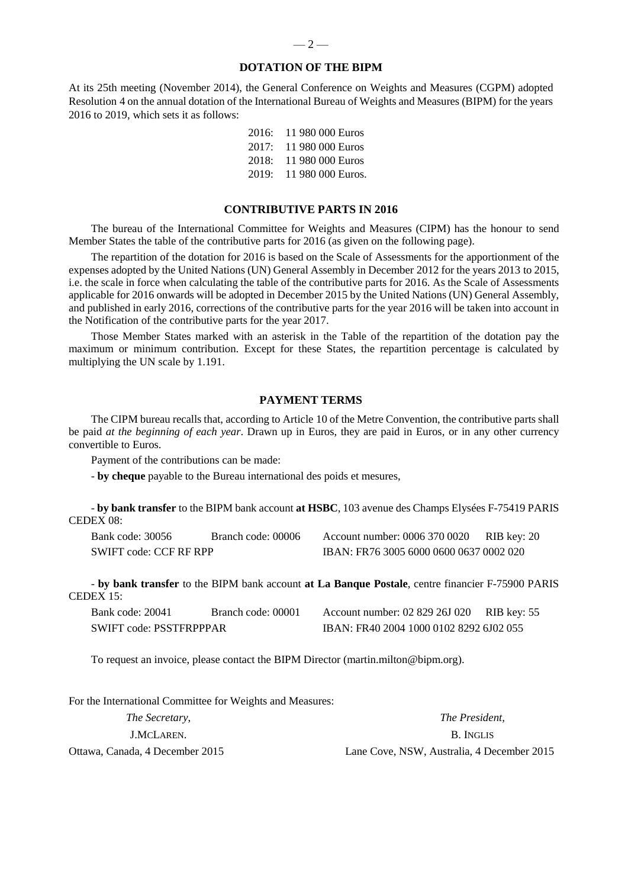## DOTATION OF THE BIPM

At its 25th meeting (November 2014), the General Conference on Weights and Measures (CGPM) adopted Resolution 4 on the annual dotation of the International Bureau of Weights and Measures (BIPM) for the years 2016 to 2019, which sets it as follows:

2016: 11 980 000 Euros
2017: 11 980 000 Euros
2018: 11 980 000 Euros
2019: 11 980 000 Euros.

## CONTRIBUTIVE PARTS IN 2016

The bureau of the International Committee for Weights and Measures (CIPM) has the honour to send Member States the table of the contributive parts for 2016 (as given on the following page).

The repartition of the dotation for 2016 is based on the Scale of Assessments for the apportionment of the expenses adopted by the United Nations (UN) General Assembly in December 2012 for the years 2013 to 2015, i.e. the scale in force when calculating the table of the contributive parts for 2016. As the Scale of Assessments applicable for 2016 onwards will be adopted in December 2015 by the United Nations (UN) General Assembly, and published in early 2016, corrections of the contributive parts for the year 2016 will be taken into account in the Notification of the contributive parts for the year 2017.

Those Member States marked with an asterisk in the Table of the repartition of the dotation pay the maximum or minimum contribution. Except for these States, the repartition percentage is calculated by multiplying the UN scale by 1.191.

## PAYMENT TERMS

The CIPM bureau recalls that, according to Article 10 of the Metre Convention, the contributive parts shall be paid *at the beginning of each year*. Drawn up in Euros, they are paid in Euros, or in any other currency convertible to Euros.

Payment of the contributions can be made:

- **by cheque** payable to the Bureau international des poids et mesures,

- **by bank transfer** to the BIPM bank account **at HSBC**, 103 avenue des Champs Elysées F-75419 PARIS CEDEX 08:

Bank code: 30056 Branch code: 00006 Account number: 0006 370 0020 RIB key: 20
SWIFT code: CCF RF RPP IBAN: FR76 3005 6000 0600 0637 0002 020

- **by bank transfer** to the BIPM bank account **at La Banque Postale**, centre financier F-75900 PARIS CEDEX 15:

Bank code: 20041 Branch code: 00001 Account number: 02 829 26J 020 RIB key: 55
SWIFT code: PSSTFRPPPAR IBAN: FR40 2004 1000 0102 8292 6J02 055

To request an invoice, please contact the BIPM Director (martin.milton@bipm.org).

For the International Committee for Weights and Measures:

*The Secretary*,
J.McLaren.
Ottawa, Canada, 4 December 2015

*The President*,
B. Inglis
Lane Cove, NSW, Australia, 4 December 2015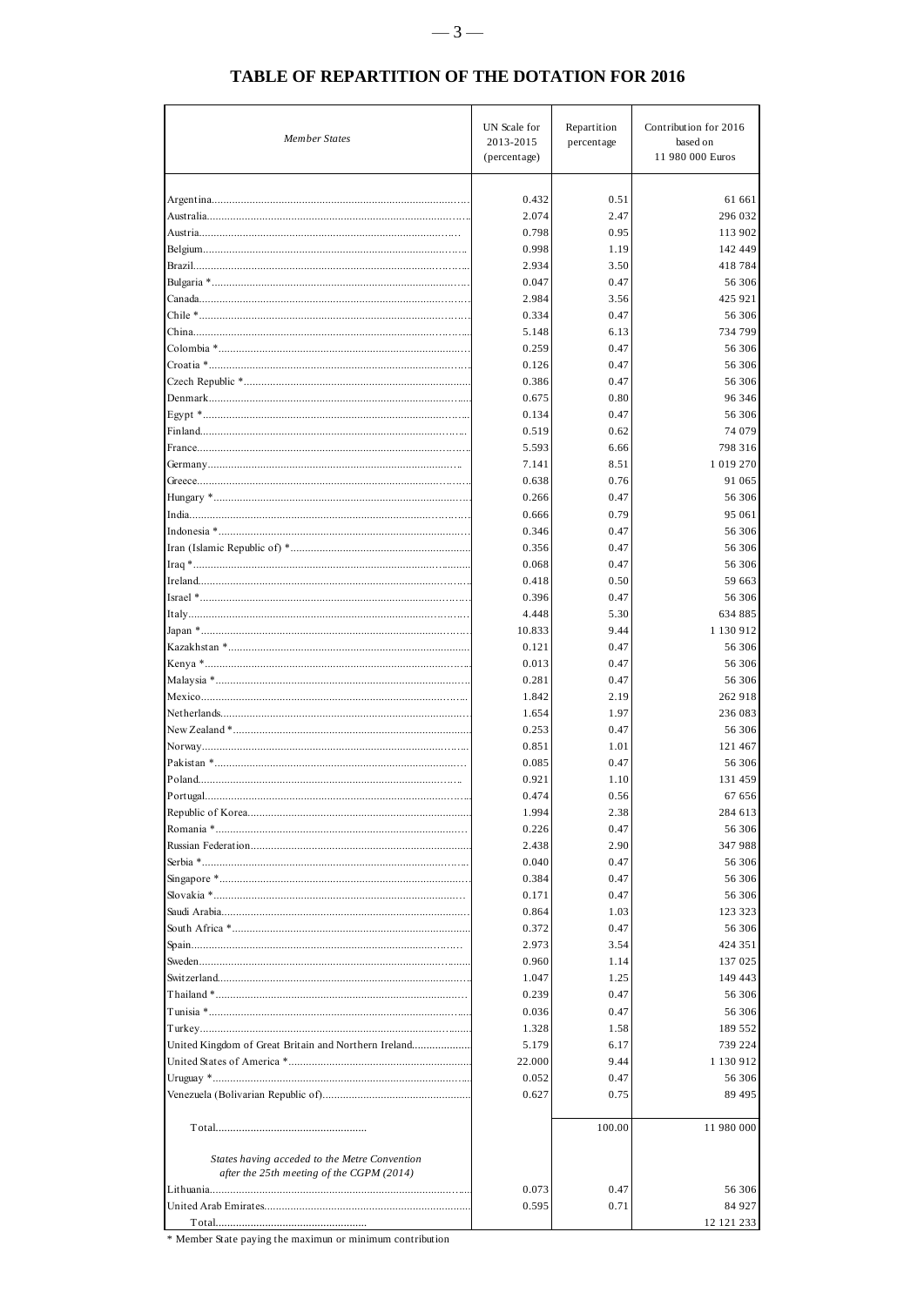# TABLE OF REPARTITION OF THE DOTATION FOR 2016

| *Member States* | UN Scale for 2013-2015 (percentage) | Repartition percentage | Contribution for 2016 based on 11 980 000 Euros |
|---|---|---|---|
| Argentina | 0.432 | 0.51 | 61 661 |
| Australia | 2.074 | 2.47 | 296 032 |
| Austria | 0.798 | 0.95 | 113 902 |
| Belgium | 0.998 | 1.19 | 142 449 |
| Brazil | 2.934 | 3.50 | 418 784 |
| Bulgaria * | 0.047 | 0.47 | 56 306 |
| Canada | 2.984 | 3.56 | 425 921 |
| Chile * | 0.334 | 0.47 | 56 306 |
| China | 5.148 | 6.13 | 734 799 |
| Colombia * | 0.259 | 0.47 | 56 306 |
| Croatia * | 0.126 | 0.47 | 56 306 |
| Czech Republic * | 0.386 | 0.47 | 56 306 |
| Denmark | 0.675 | 0.80 | 96 346 |
| Egypt * | 0.134 | 0.47 | 56 306 |
| Finland | 0.519 | 0.62 | 74 079 |
| France | 5.593 | 6.66 | 798 316 |
| Germany | 7.141 | 8.51 | 1 019 270 |
| Greece | 0.638 | 0.76 | 91 065 |
| Hungary * | 0.266 | 0.47 | 56 306 |
| India | 0.666 | 0.79 | 95 061 |
| Indonesia * | 0.346 | 0.47 | 56 306 |
| Iran (Islamic Republic of) * | 0.356 | 0.47 | 56 306 |
| Iraq * | 0.068 | 0.47 | 56 306 |
| Ireland | 0.418 | 0.50 | 59 663 |
| Israel * | 0.396 | 0.47 | 56 306 |
| Italy | 4.448 | 5.30 | 634 885 |
| Japan * | 10.833 | 9.44 | 1 130 912 |
| Kazakhstan * | 0.121 | 0.47 | 56 306 |
| Kenya * | 0.013 | 0.47 | 56 306 |
| Malaysia * | 0.281 | 0.47 | 56 306 |
| Mexico | 1.842 | 2.19 | 262 918 |
| Netherlands | 1.654 | 1.97 | 236 083 |
| New Zealand * | 0.253 | 0.47 | 56 306 |
| Norway | 0.851 | 1.01 | 121 467 |
| Pakistan * | 0.085 | 0.47 | 56 306 |
| Poland | 0.921 | 1.10 | 131 459 |
| Portugal | 0.474 | 0.56 | 67 656 |
| Republic of Korea | 1.994 | 2.38 | 284 613 |
| Romania * | 0.226 | 0.47 | 56 306 |
| Russian Federation | 2.438 | 2.90 | 347 988 |
| Serbia * | 0.040 | 0.47 | 56 306 |
| Singapore * | 0.384 | 0.47 | 56 306 |
| Slovakia * | 0.171 | 0.47 | 56 306 |
| Saudi Arabia | 0.864 | 1.03 | 123 323 |
| South Africa * | 0.372 | 0.47 | 56 306 |
| Spain | 2.973 | 3.54 | 424 351 |
| Sweden | 0.960 | 1.14 | 137 025 |
| Switzerland | 1.047 | 1.25 | 149 443 |
| Thailand * | 0.239 | 0.47 | 56 306 |
| Tunisia * | 0.036 | 0.47 | 56 306 |
| Turkey | 1.328 | 1.58 | 189 552 |
| United Kingdom of Great Britain and Northern Ireland | 5.179 | 6.17 | 739 224 |
| United States of America * | 22.000 | 9.44 | 1 130 912 |
| Uruguay * | 0.052 | 0.47 | 56 306 |
| Venezuela (Bolivarian Republic of) | 0.627 | 0.75 | 89 495 |
| Total | | 100.00 | 11 980 000 |
| *States having acceded to the Metre Convention after the 25th meeting of the CGPM (2014)* | | | |
| Lithuania | 0.073 | 0.47 | 56 306 |
| United Arab Emirates | 0.595 | 0.71 | 84 927 |
| Total | | | 12 121 233 |

\* Member State paying the maximun or minimum contribution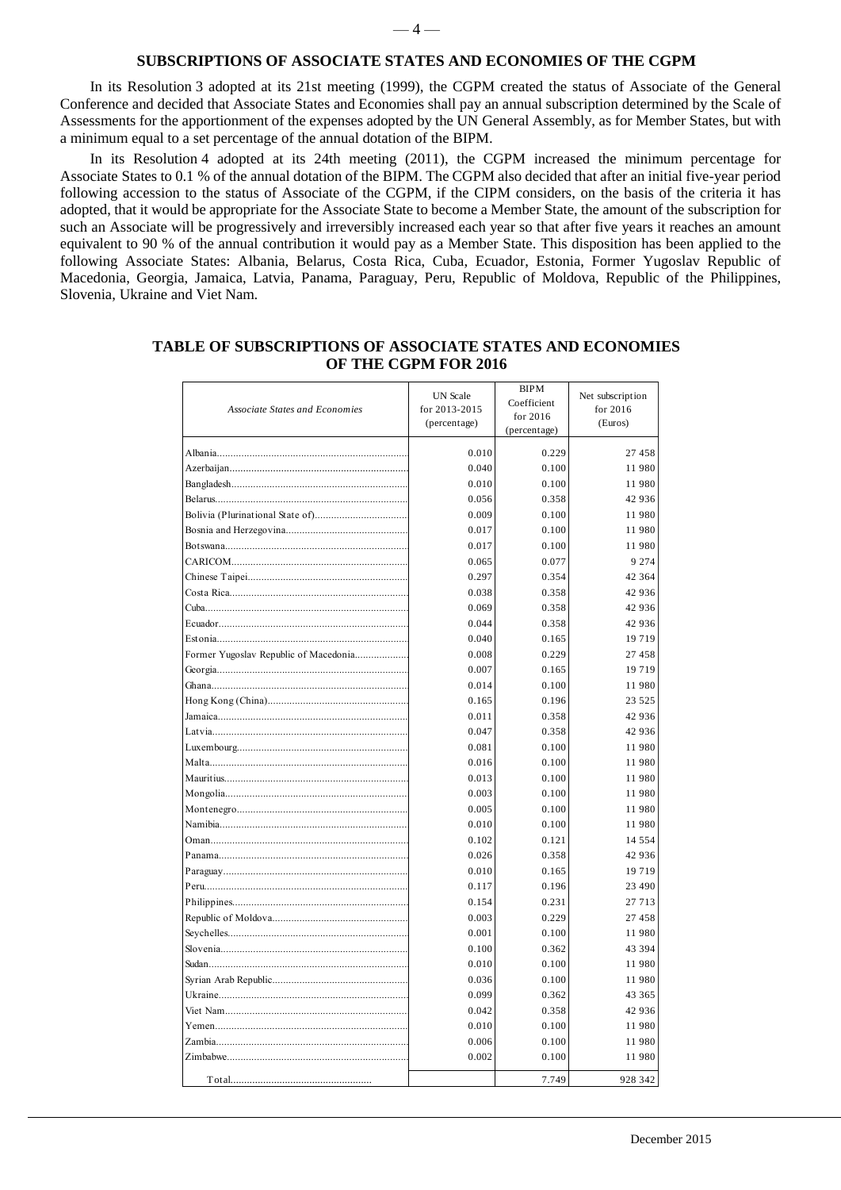## SUBSCRIPTIONS OF ASSOCIATE STATES AND ECONOMIES OF THE CGPM

In its Resolution 3 adopted at its 21st meeting (1999), the CGPM created the status of Associate of the General Conference and decided that Associate States and Economies shall pay an annual subscription determined by the Scale of Assessments for the apportionment of the expenses adopted by the UN General Assembly, as for Member States, but with a minimum equal to a set percentage of the annual dotation of the BIPM.

In its Resolution 4 adopted at its 24th meeting (2011), the CGPM increased the minimum percentage for Associate States to 0.1 % of the annual dotation of the BIPM. The CGPM also decided that after an initial five-year period following accession to the status of Associate of the CGPM, if the CIPM considers, on the basis of the criteria it has adopted, that it would be appropriate for the Associate State to become a Member State, the amount of the subscription for such an Associate will be progressively and irreversibly increased each year so that after five years it reaches an amount equivalent to 90 % of the annual contribution it would pay as a Member State. This disposition has been applied to the following Associate States: Albania, Belarus, Costa Rica, Cuba, Ecuador, Estonia, Former Yugoslav Republic of Macedonia, Georgia, Jamaica, Latvia, Panama, Paraguay, Peru, Republic of Moldova, Republic of the Philippines, Slovenia, Ukraine and Viet Nam.

### TABLE OF SUBSCRIPTIONS OF ASSOCIATE STATES AND ECONOMIES OF THE CGPM FOR 2016

| *Associate States and Economies* | UN Scale for 2013-2015 (percentage) | BIPM Coefficient for 2016 (percentage) | Net subscription for 2016 (Euros) |
|---|---|---|---|
| Albania | 0.010 | 0.229 | 27 458 |
| Azerbaijan | 0.040 | 0.100 | 11 980 |
| Bangladesh | 0.010 | 0.100 | 11 980 |
| Belarus | 0.056 | 0.358 | 42 936 |
| Bolivia (Plurinational State of) | 0.009 | 0.100 | 11 980 |
| Bosnia and Herzegovina | 0.017 | 0.100 | 11 980 |
| Botswana | 0.017 | 0.100 | 11 980 |
| CARICOM | 0.065 | 0.077 | 9 274 |
| Chinese Taipei | 0.297 | 0.354 | 42 364 |
| Costa Rica | 0.038 | 0.358 | 42 936 |
| Cuba | 0.069 | 0.358 | 42 936 |
| Ecuador | 0.044 | 0.358 | 42 936 |
| Estonia | 0.040 | 0.165 | 19 719 |
| Former Yugoslav Republic of Macedonia | 0.008 | 0.229 | 27 458 |
| Georgia | 0.007 | 0.165 | 19 719 |
| Ghana | 0.014 | 0.100 | 11 980 |
| Hong Kong (China) | 0.165 | 0.196 | 23 525 |
| Jamaica | 0.011 | 0.358 | 42 936 |
| Latvia | 0.047 | 0.358 | 42 936 |
| Luxembourg | 0.081 | 0.100 | 11 980 |
| Malta | 0.016 | 0.100 | 11 980 |
| Mauritius | 0.013 | 0.100 | 11 980 |
| Mongolia | 0.003 | 0.100 | 11 980 |
| Montenegro | 0.005 | 0.100 | 11 980 |
| Namibia | 0.010 | 0.100 | 11 980 |
| Oman | 0.102 | 0.121 | 14 554 |
| Panama | 0.026 | 0.358 | 42 936 |
| Paraguay | 0.010 | 0.165 | 19 719 |
| Peru | 0.117 | 0.196 | 23 490 |
| Philippines | 0.154 | 0.231 | 27 713 |
| Republic of Moldova | 0.003 | 0.229 | 27 458 |
| Seychelles | 0.001 | 0.100 | 11 980 |
| Slovenia | 0.100 | 0.362 | 43 394 |
| Sudan | 0.010 | 0.100 | 11 980 |
| Syrian Arab Republic | 0.036 | 0.100 | 11 980 |
| Ukraine | 0.099 | 0.362 | 43 365 |
| Viet Nam | 0.042 | 0.358 | 42 936 |
| Yemen | 0.010 | 0.100 | 11 980 |
| Zambia | 0.006 | 0.100 | 11 980 |
| Zimbabwe | 0.002 | 0.100 | 11 980 |
| Total | | 7.749 | 928 342 |

December 2015